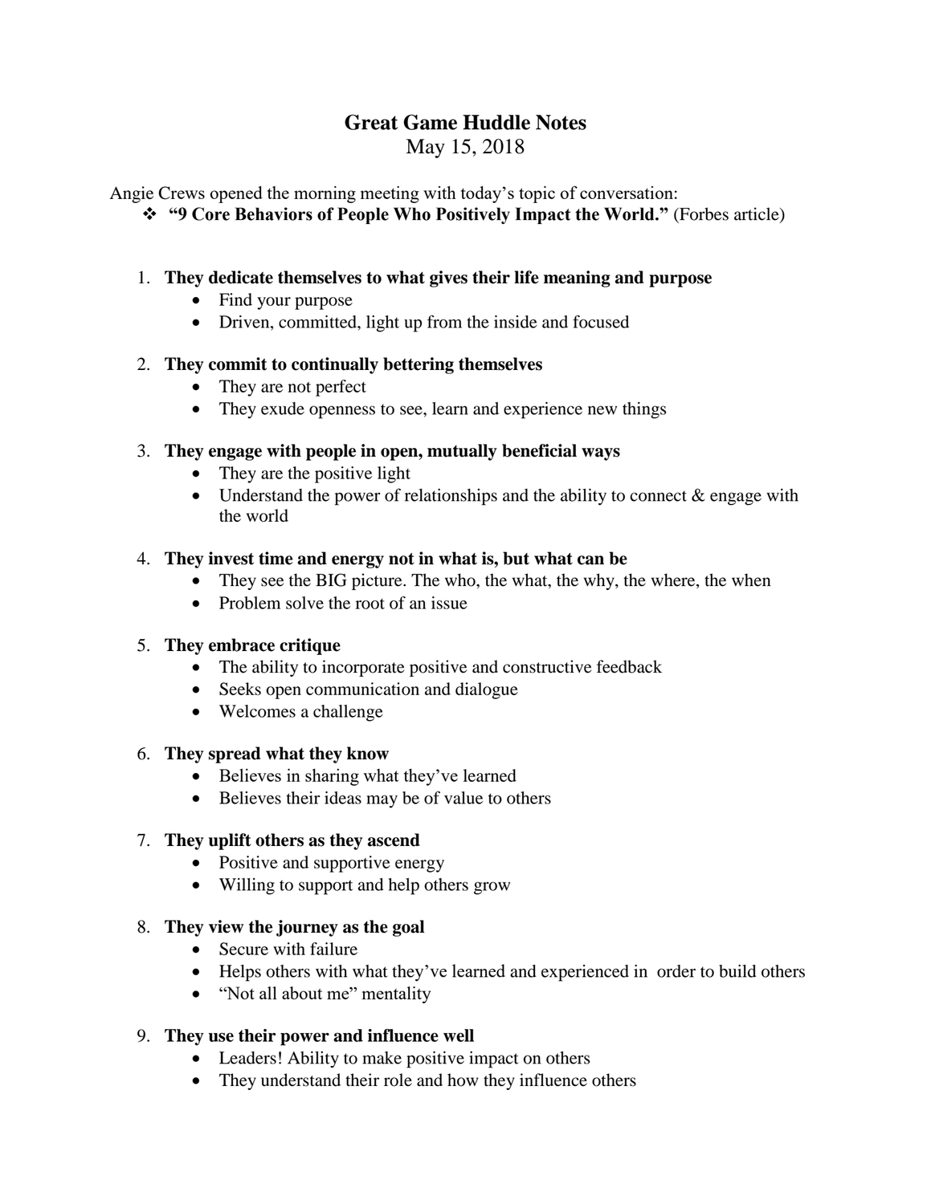# Great Game Huddle Notes

May 15, 2018

Angie Crews opened the morning meeting with today's topic of conversation:

- **"9 Core Behaviors of People Who Positively Impact the World."** (Forbes article)

1. **They dedicate themselves to what gives their life meaning and purpose**
   - Find your purpose
   - Driven, committed, light up from the inside and focused
2. **They commit to continually bettering themselves**
   - They are not perfect
   - They exude openness to see, learn and experience new things
3. **They engage with people in open, mutually beneficial ways**
   - They are the positive light
   - Understand the power of relationships and the ability to connect & engage with the world
4. **They invest time and energy not in what is, but what can be**
   - They see the BIG picture. The who, the what, the why, the where, the when
   - Problem solve the root of an issue
5. **They embrace critique**
   - The ability to incorporate positive and constructive feedback
   - Seeks open communication and dialogue
   - Welcomes a challenge
6. **They spread what they know**
   - Believes in sharing what they've learned
   - Believes their ideas may be of value to others
7. **They uplift others as they ascend**
   - Positive and supportive energy
   - Willing to support and help others grow
8. **They view the journey as the goal**
   - Secure with failure
   - Helps others with what they've learned and experienced in order to build others
   - "Not all about me" mentality
9. **They use their power and influence well**
   - Leaders! Ability to make positive impact on others
   - They understand their role and how they influence others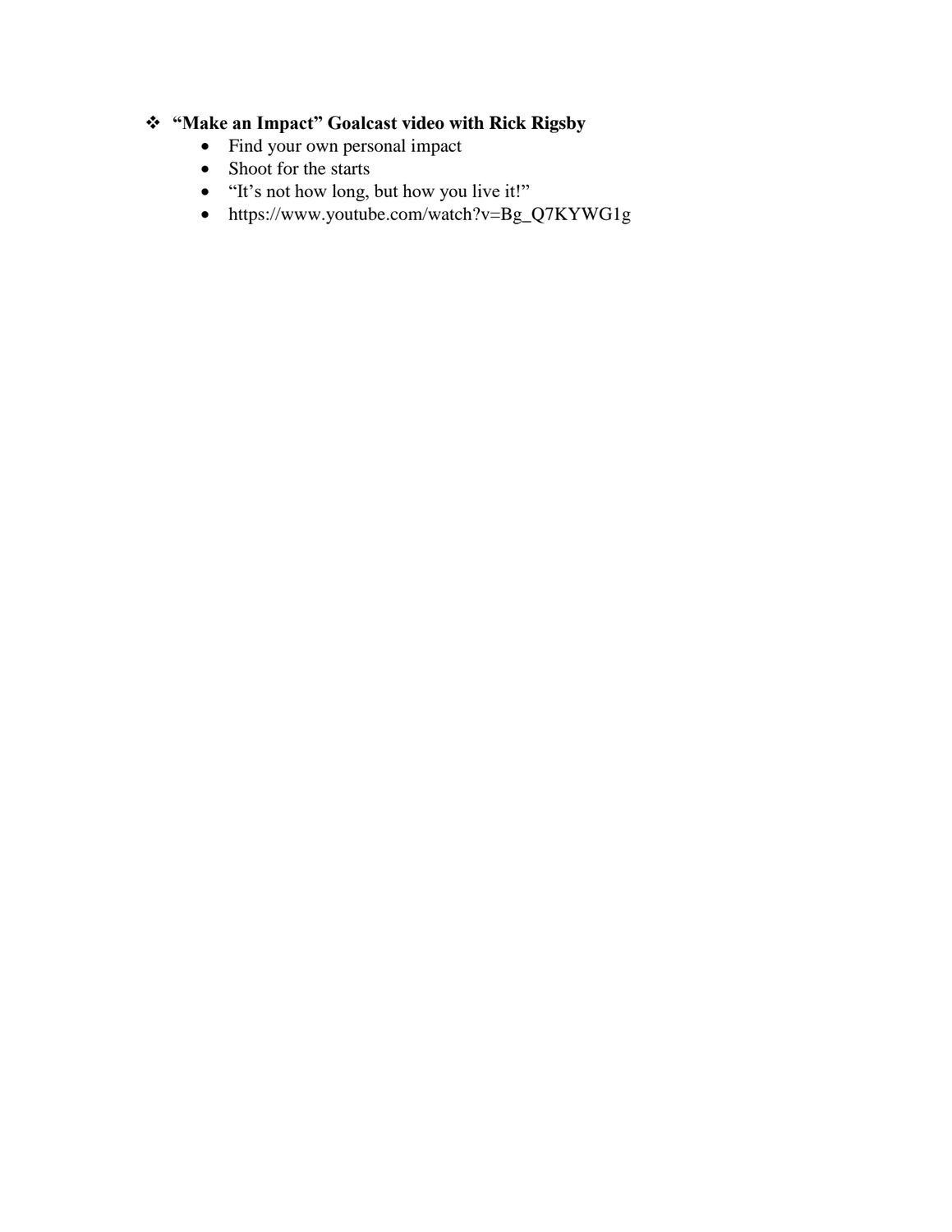- **"Make an Impact" Goalcast video with Rick Rigsby**
  - Find your own personal impact
  - Shoot for the starts
  - "It's not how long, but how you live it!"
  - https://www.youtube.com/watch?v=Bg_Q7KYWG1g